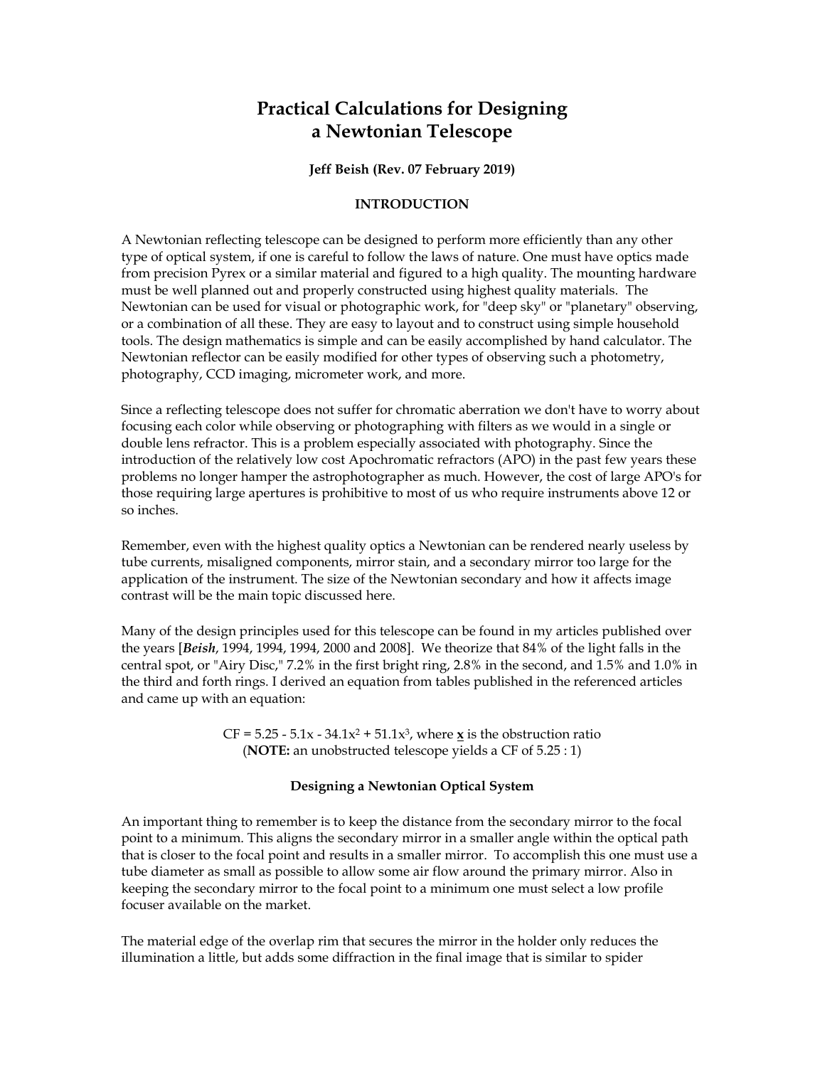# Practical Calculations for Designing a Newtonian Telescope

**Jeff Beish (Rev. 07 February 2019)**

## INTRODUCTION

A Newtonian reflecting telescope can be designed to perform more efficiently than any other type of optical system, if one is careful to follow the laws of nature. One must have optics made from precision Pyrex or a similar material and figured to a high quality. The mounting hardware must be well planned out and properly constructed using highest quality materials. The Newtonian can be used for visual or photographic work, for "deep sky" or "planetary" observing, or a combination of all these. They are easy to layout and to construct using simple household tools. The design mathematics is simple and can be easily accomplished by hand calculator. The Newtonian reflector can be easily modified for other types of observing such a photometry, photography, CCD imaging, micrometer work, and more.

Since a reflecting telescope does not suffer for chromatic aberration we don't have to worry about focusing each color while observing or photographing with filters as we would in a single or double lens refractor. This is a problem especially associated with photography. Since the introduction of the relatively low cost Apochromatic refractors (APO) in the past few years these problems no longer hamper the astrophotographer as much. However, the cost of large APO's for those requiring large apertures is prohibitive to most of us who require instruments above 12 or so inches.

Remember, even with the highest quality optics a Newtonian can be rendered nearly useless by tube currents, misaligned components, mirror stain, and a secondary mirror too large for the application of the instrument. The size of the Newtonian secondary and how it affects image contrast will be the main topic discussed here.

Many of the design principles used for this telescope can be found in my articles published over the years [***Beish***, 1994, 1994, 1994, 2000 and 2008]. We theorize that 84% of the light falls in the central spot, or "Airy Disc," 7.2% in the first bright ring, 2.8% in the second, and 1.5% and 1.0% in the third and forth rings. I derived an equation from tables published in the referenced articles and came up with an equation:

$$CF = 5.25 - 5.1x - 34.1x^2 + 51.1x^3$$, where $\underline{\mathbf{x}}$ is the obstruction ratio
(**NOTE:** an unobstructed telescope yields a CF of 5.25 : 1)

### Designing a Newtonian Optical System

An important thing to remember is to keep the distance from the secondary mirror to the focal point to a minimum. This aligns the secondary mirror in a smaller angle within the optical path that is closer to the focal point and results in a smaller mirror. To accomplish this one must use a tube diameter as small as possible to allow some air flow around the primary mirror. Also in keeping the secondary mirror to the focal point to a minimum one must select a low profile focuser available on the market.

The material edge of the overlap rim that secures the mirror in the holder only reduces the illumination a little, but adds some diffraction in the final image that is similar to spider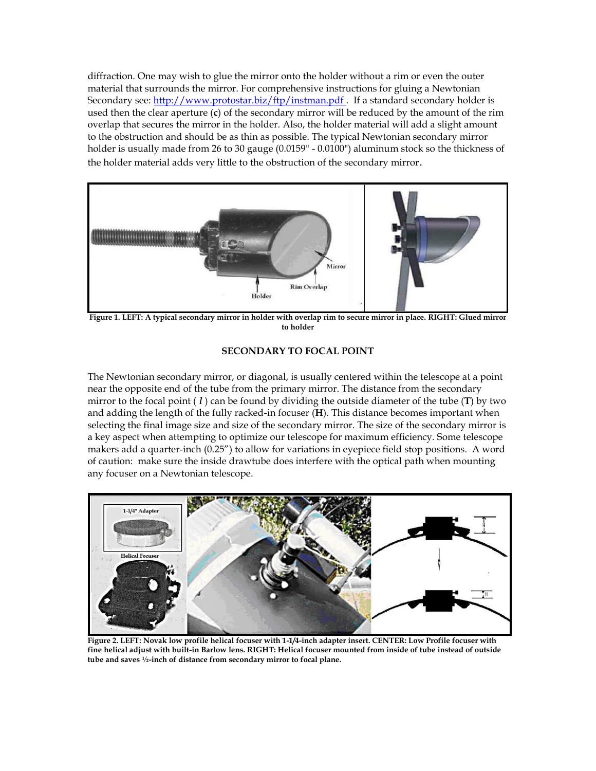diffraction. One may wish to glue the mirror onto the holder without a rim or even the outer material that surrounds the mirror. For comprehensive instructions for gluing a Newtonian Secondary see: http://www.protostar.biz/ftp/instman.pdf . If a standard secondary holder is used then the clear aperture (**c**) of the secondary mirror will be reduced by the amount of the rim overlap that secures the mirror in the holder. Also, the holder material will add a slight amount to the obstruction and should be as thin as possible. The typical Newtonian secondary mirror holder is usually made from 26 to 30 gauge (0.0159" - 0.0100") aluminum stock so the thickness of the holder material adds very little to the obstruction of the secondary mirror.

**Figure 1. LEFT: A typical secondary mirror in holder with overlap rim to secure mirror in place. RIGHT: Glued mirror to holder**

## SECONDARY TO FOCAL POINT

The Newtonian secondary mirror, or diagonal, is usually centered within the telescope at a point near the opposite end of the tube from the primary mirror. The distance from the secondary mirror to the focal point ( *I* ) can be found by dividing the outside diameter of the tube (**T**) by two and adding the length of the fully racked-in focuser (**H**). This distance becomes important when selecting the final image size and size of the secondary mirror. The size of the secondary mirror is a key aspect when attempting to optimize our telescope for maximum efficiency. Some telescope makers add a quarter-inch (0.25") to allow for variations in eyepiece field stop positions. A word of caution: make sure the inside drawtube does interfere with the optical path when mounting any focuser on a Newtonian telescope.

**Figure 2. LEFT: Novak low profile helical focuser with 1-1/4-inch adapter insert. CENTER: Low Profile focuser with fine helical adjust with built-in Barlow lens. RIGHT: Helical focuser mounted from inside of tube instead of outside tube and saves ½-inch of distance from secondary mirror to focal plane.**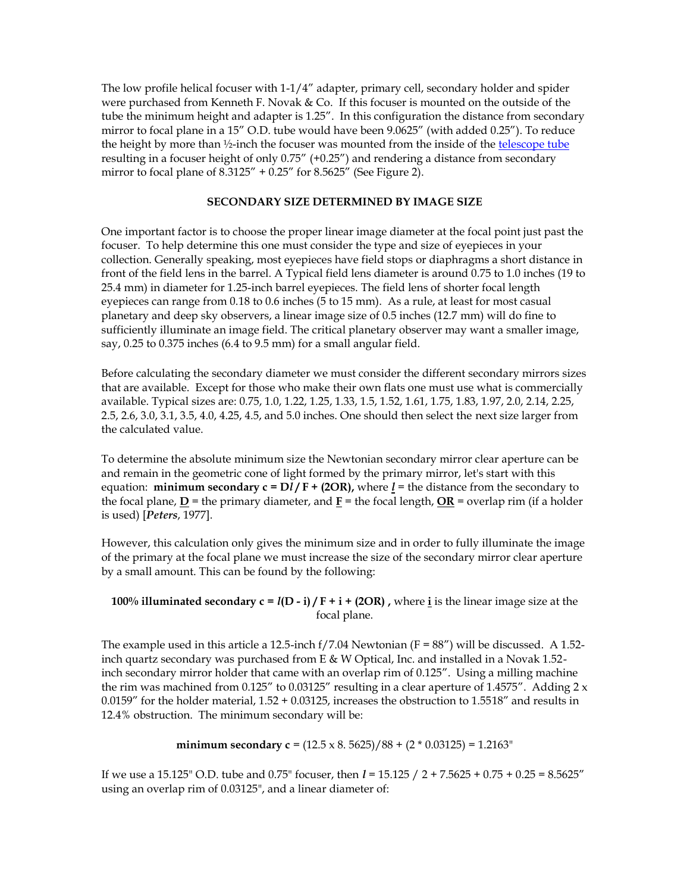The low profile helical focuser with 1-1/4″ adapter, primary cell, secondary holder and spider were purchased from Kenneth F. Novak & Co. If this focuser is mounted on the outside of the tube the minimum height and adapter is 1.25″. In this configuration the distance from secondary mirror to focal plane in a 15″ O.D. tube would have been 9.0625″ (with added 0.25″). To reduce the height by more than ½-inch the focuser was mounted from the inside of the telescope tube resulting in a focuser height of only 0.75″ (+0.25″) and rendering a distance from secondary mirror to focal plane of 8.3125″ + 0.25″ for 8.5625″ (See Figure 2).

## SECONDARY SIZE DETERMINED BY IMAGE SIZE

One important factor is to choose the proper linear image diameter at the focal point just past the focuser. To help determine this one must consider the type and size of eyepieces in your collection. Generally speaking, most eyepieces have field stops or diaphragms a short distance in front of the field lens in the barrel. A Typical field lens diameter is around 0.75 to 1.0 inches (19 to 25.4 mm) in diameter for 1.25-inch barrel eyepieces. The field lens of shorter focal length eyepieces can range from 0.18 to 0.6 inches (5 to 15 mm). As a rule, at least for most casual planetary and deep sky observers, a linear image size of 0.5 inches (12.7 mm) will do fine to sufficiently illuminate an image field. The critical planetary observer may want a smaller image, say, 0.25 to 0.375 inches (6.4 to 9.5 mm) for a small angular field.

Before calculating the secondary diameter we must consider the different secondary mirrors sizes that are available. Except for those who make their own flats one must use what is commercially available. Typical sizes are: 0.75, 1.0, 1.22, 1.25, 1.33, 1.5, 1.52, 1.61, 1.75, 1.83, 1.97, 2.0, 2.14, 2.25, 2.5, 2.6, 3.0, 3.1, 3.5, 4.0, 4.25, 4.5, and 5.0 inches. One should then select the next size larger from the calculated value.

To determine the absolute minimum size the Newtonian secondary mirror clear aperture can be and remain in the geometric cone of light formed by the primary mirror, let's start with this equation: **minimum secondary** $c = Dl / F + (2OR)$, where $l$ = the distance from the secondary to the focal plane, $D$ = the primary diameter, and $F$ = the focal length, $OR$ = overlap rim (if a holder is used) [***Peters***, 1977].

However, this calculation only gives the minimum size and in order to fully illuminate the image of the primary at the focal plane we must increase the size of the secondary mirror clear aperture by a small amount. This can be found by the following:

**100% illuminated secondary** $c = l(D - i) / F + i + (2OR)$, where $i$ is the linear image size at the focal plane.

The example used in this article a 12.5-inch f/7.04 Newtonian (F = 88″) will be discussed. A 1.52-inch quartz secondary was purchased from E & W Optical, Inc. and installed in a Novak 1.52-inch secondary mirror holder that came with an overlap rim of 0.125″. Using a milling machine the rim was machined from 0.125″ to 0.03125″ resulting in a clear aperture of 1.4575″. Adding 2 x 0.0159″ for the holder material, 1.52 + 0.03125, increases the obstruction to 1.5518″ and results in 12.4% obstruction. The minimum secondary will be:

$$\textbf{minimum secondary } c = (12.5 \times 8.5625)/88 + (2 * 0.03125) = 1.2163''$$

If we use a 15.125″ O.D. tube and 0.75″ focuser, then $l$ = 15.125 / 2 + 7.5625 + 0.75 + 0.25 = 8.5625″ using an overlap rim of 0.03125″, and a linear diameter of: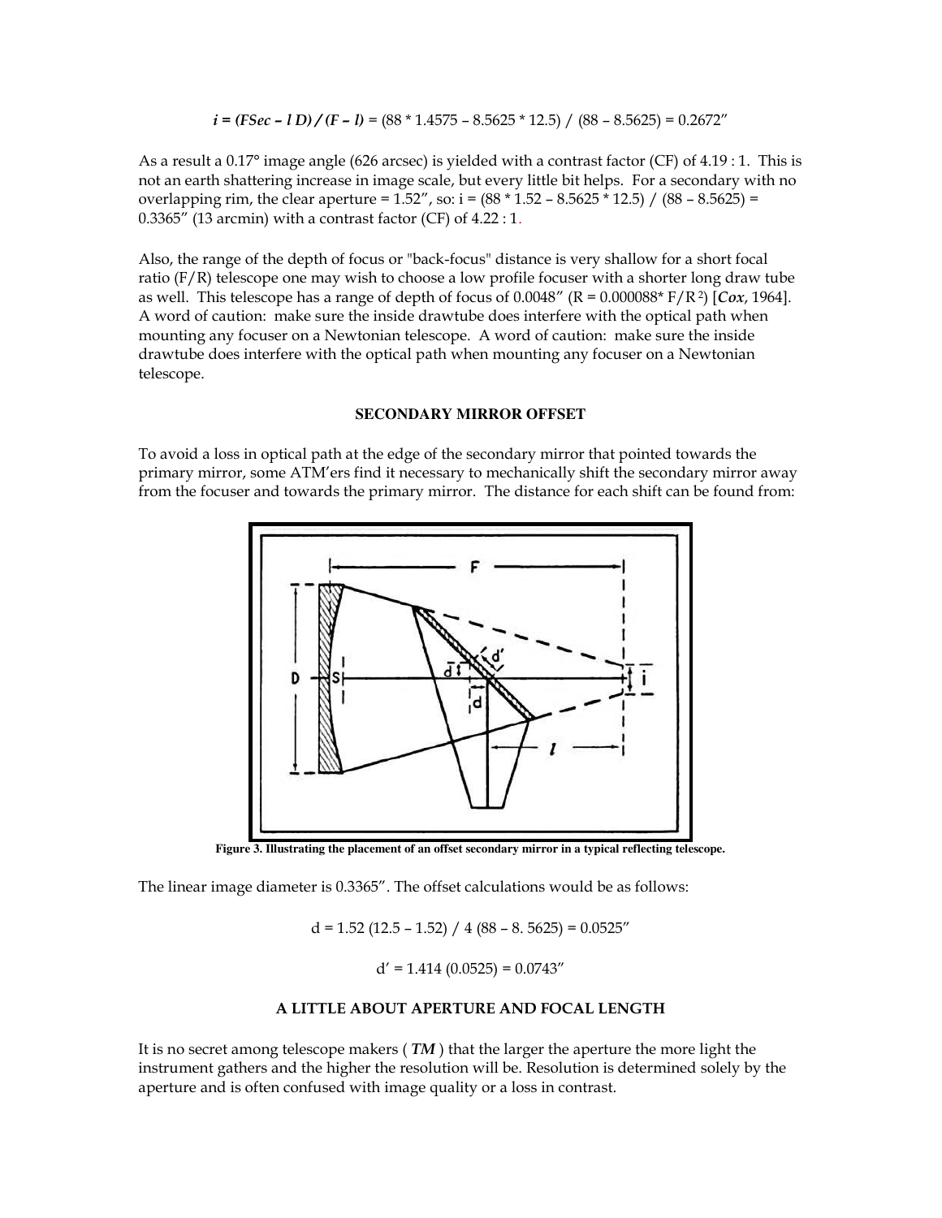$$i = (FSec - l\,D) / (F - l) = (88 * 1.4575 - 8.5625 * 12.5) / (88 - 8.5625) = 0.2672''$$

As a result a 0.17° image angle (626 arcsec) is yielded with a contrast factor (CF) of 4.19 : 1. This is not an earth shattering increase in image scale, but every little bit helps. For a secondary with no overlapping rim, the clear aperture = 1.52″, so: $i = (88 * 1.52 - 8.5625 * 12.5) / (88 - 8.5625) = 0.3365''$ (13 arcmin) with a contrast factor (CF) of 4.22 : 1.

Also, the range of the depth of focus or "back-focus" distance is very shallow for a short focal ratio (F/R) telescope one may wish to choose a low profile focuser with a shorter long draw tube as well. This telescope has a range of depth of focus of 0.0048″ ($R = 0.000088 * F/R^2$) [***Cox***, 1964]. A word of caution: make sure the inside drawtube does interfere with the optical path when mounting any focuser on a Newtonian telescope. A word of caution: make sure the inside drawtube does interfere with the optical path when mounting any focuser on a Newtonian telescope.

## SECONDARY MIRROR OFFSET

To avoid a loss in optical path at the edge of the secondary mirror that pointed towards the primary mirror, some ATM'ers find it necessary to mechanically shift the secondary mirror away from the focuser and towards the primary mirror. The distance for each shift can be found from:

**Figure 3. Illustrating the placement of an offset secondary mirror in a typical reflecting telescope.**

The linear image diameter is 0.3365″. The offset calculations would be as follows:

$$d = 1.52\,(12.5 - 1.52) / 4\,(88 - 8.5625) = 0.0525''$$

$$d' = 1.414\,(0.0525) = 0.0743''$$

## A LITTLE ABOUT APERTURE AND FOCAL LENGTH

It is no secret among telescope makers ( ***TM*** ) that the larger the aperture the more light the instrument gathers and the higher the resolution will be. Resolution is determined solely by the aperture and is often confused with image quality or a loss in contrast.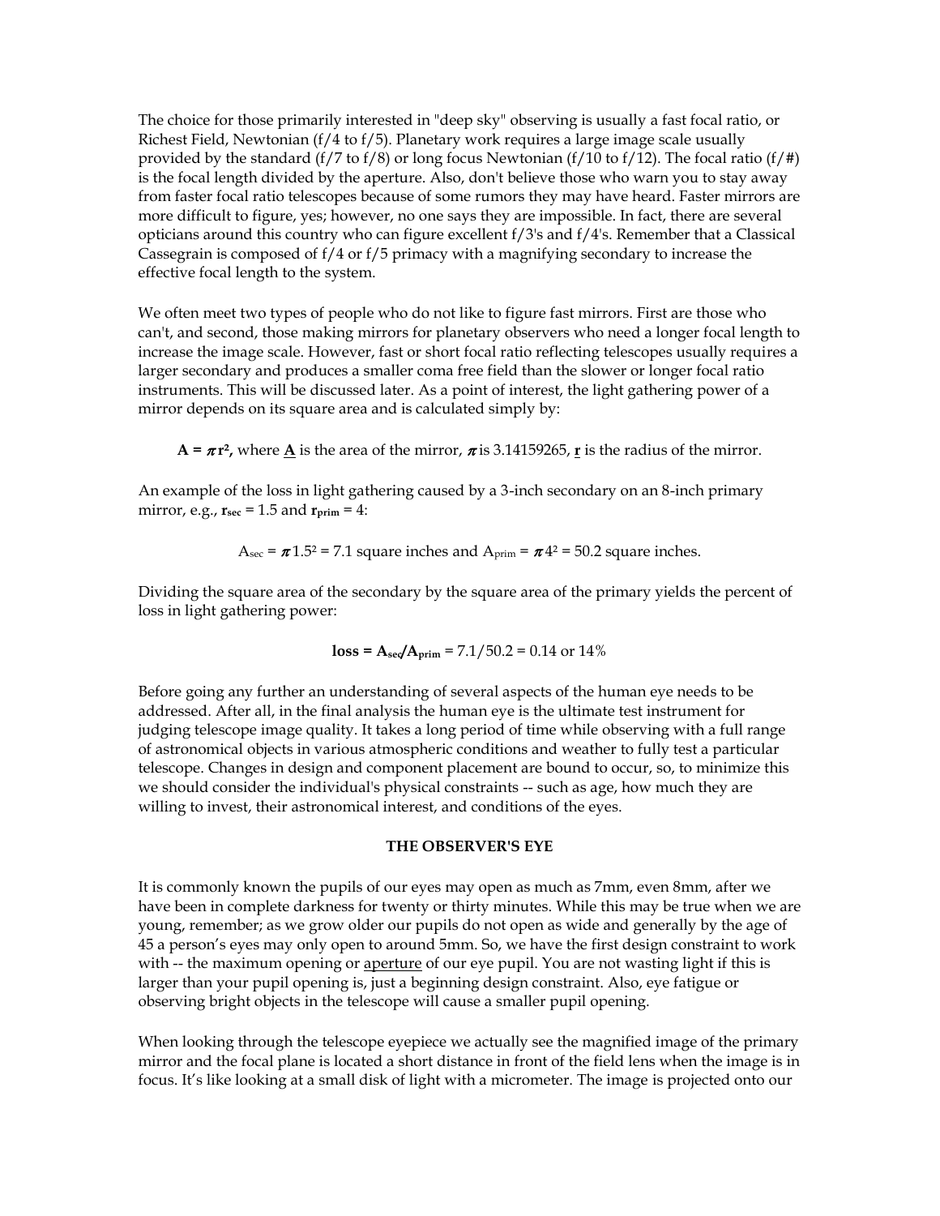The choice for those primarily interested in "deep sky" observing is usually a fast focal ratio, or Richest Field, Newtonian (f/4 to f/5). Planetary work requires a large image scale usually provided by the standard (f/7 to f/8) or long focus Newtonian (f/10 to f/12). The focal ratio (f/#) is the focal length divided by the aperture. Also, don't believe those who warn you to stay away from faster focal ratio telescopes because of some rumors they may have heard. Faster mirrors are more difficult to figure, yes; however, no one says they are impossible. In fact, there are several opticians around this country who can figure excellent f/3's and f/4's. Remember that a Classical Cassegrain is composed of f/4 or f/5 primacy with a magnifying secondary to increase the effective focal length to the system.

We often meet two types of people who do not like to figure fast mirrors. First are those who can't, and second, those making mirrors for planetary observers who need a longer focal length to increase the image scale. However, fast or short focal ratio reflecting telescopes usually requires a larger secondary and produces a smaller coma free field than the slower or longer focal ratio instruments. This will be discussed later. As a point of interest, the light gathering power of a mirror depends on its square area and is calculated simply by:

$\mathbf{A = \pi r^2}$, where $\underline{\mathbf{A}}$ is the area of the mirror, $\pi$ is 3.14159265, $\underline{\mathbf{r}}$ is the radius of the mirror.

An example of the loss in light gathering caused by a 3-inch secondary on an 8-inch primary mirror, e.g., $\mathbf{r_{sec}} = 1.5$ and $\mathbf{r_{prim}} = 4$:

$$A_{sec} = \pi 1.5^2 = 7.1 \text{ square inches and } A_{prim} = \pi 4^2 = 50.2 \text{ square inches.}$$

Dividing the square area of the secondary by the square area of the primary yields the percent of loss in light gathering power:

$$\mathbf{loss = A_{sec}/A_{prim}} = 7.1/50.2 = 0.14 \text{ or } 14\%$$

Before going any further an understanding of several aspects of the human eye needs to be addressed. After all, in the final analysis the human eye is the ultimate test instrument for judging telescope image quality. It takes a long period of time while observing with a full range of astronomical objects in various atmospheric conditions and weather to fully test a particular telescope. Changes in design and component placement are bound to occur, so, to minimize this we should consider the individual's physical constraints -- such as age, how much they are willing to invest, their astronomical interest, and conditions of the eyes.

## THE OBSERVER'S EYE

It is commonly known the pupils of our eyes may open as much as 7mm, even 8mm, after we have been in complete darkness for twenty or thirty minutes. While this may be true when we are young, remember; as we grow older our pupils do not open as wide and generally by the age of 45 a person's eyes may only open to around 5mm. So, we have the first design constraint to work with -- the maximum opening or <u>aperture</u> of our eye pupil. You are not wasting light if this is larger than your pupil opening is, just a beginning design constraint. Also, eye fatigue or observing bright objects in the telescope will cause a smaller pupil opening.

When looking through the telescope eyepiece we actually see the magnified image of the primary mirror and the focal plane is located a short distance in front of the field lens when the image is in focus. It's like looking at a small disk of light with a micrometer. The image is projected onto our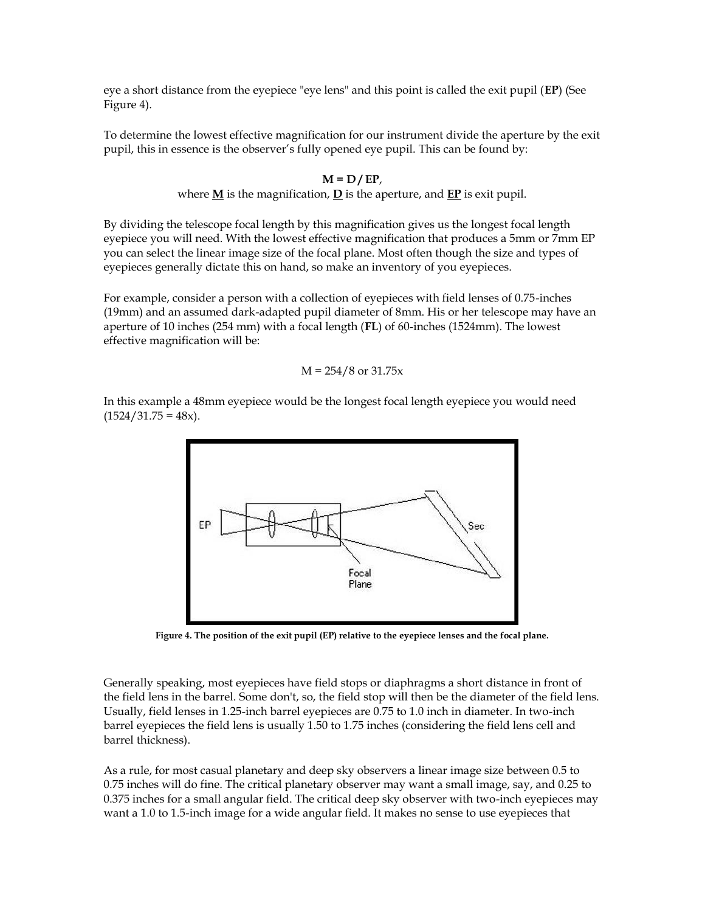eye a short distance from the eyepiece "eye lens" and this point is called the exit pupil (**EP**) (See Figure 4).

To determine the lowest effective magnification for our instrument divide the aperture by the exit pupil, this in essence is the observer's fully opened eye pupil. This can be found by:

$$M = D / EP,$$

where **M** is the magnification, **D** is the aperture, and **EP** is exit pupil.

By dividing the telescope focal length by this magnification gives us the longest focal length eyepiece you will need. With the lowest effective magnification that produces a 5mm or 7mm EP you can select the linear image size of the focal plane. Most often though the size and types of eyepieces generally dictate this on hand, so make an inventory of you eyepieces.

For example, consider a person with a collection of eyepieces with field lenses of 0.75-inches (19mm) and an assumed dark-adapted pupil diameter of 8mm. His or her telescope may have an aperture of 10 inches (254 mm) with a focal length (**FL**) of 60-inches (1524mm). The lowest effective magnification will be:

$$M = 254/8 \text{ or } 31.75x$$

In this example a 48mm eyepiece would be the longest focal length eyepiece you would need (1524/31.75 = 48x).

**Figure 4. The position of the exit pupil (EP) relative to the eyepiece lenses and the focal plane.**

Generally speaking, most eyepieces have field stops or diaphragms a short distance in front of the field lens in the barrel. Some don't, so, the field stop will then be the diameter of the field lens. Usually, field lenses in 1.25-inch barrel eyepieces are 0.75 to 1.0 inch in diameter. In two-inch barrel eyepieces the field lens is usually 1.50 to 1.75 inches (considering the field lens cell and barrel thickness).

As a rule, for most casual planetary and deep sky observers a linear image size between 0.5 to 0.75 inches will do fine. The critical planetary observer may want a small image, say, and 0.25 to 0.375 inches for a small angular field. The critical deep sky observer with two-inch eyepieces may want a 1.0 to 1.5-inch image for a wide angular field. It makes no sense to use eyepieces that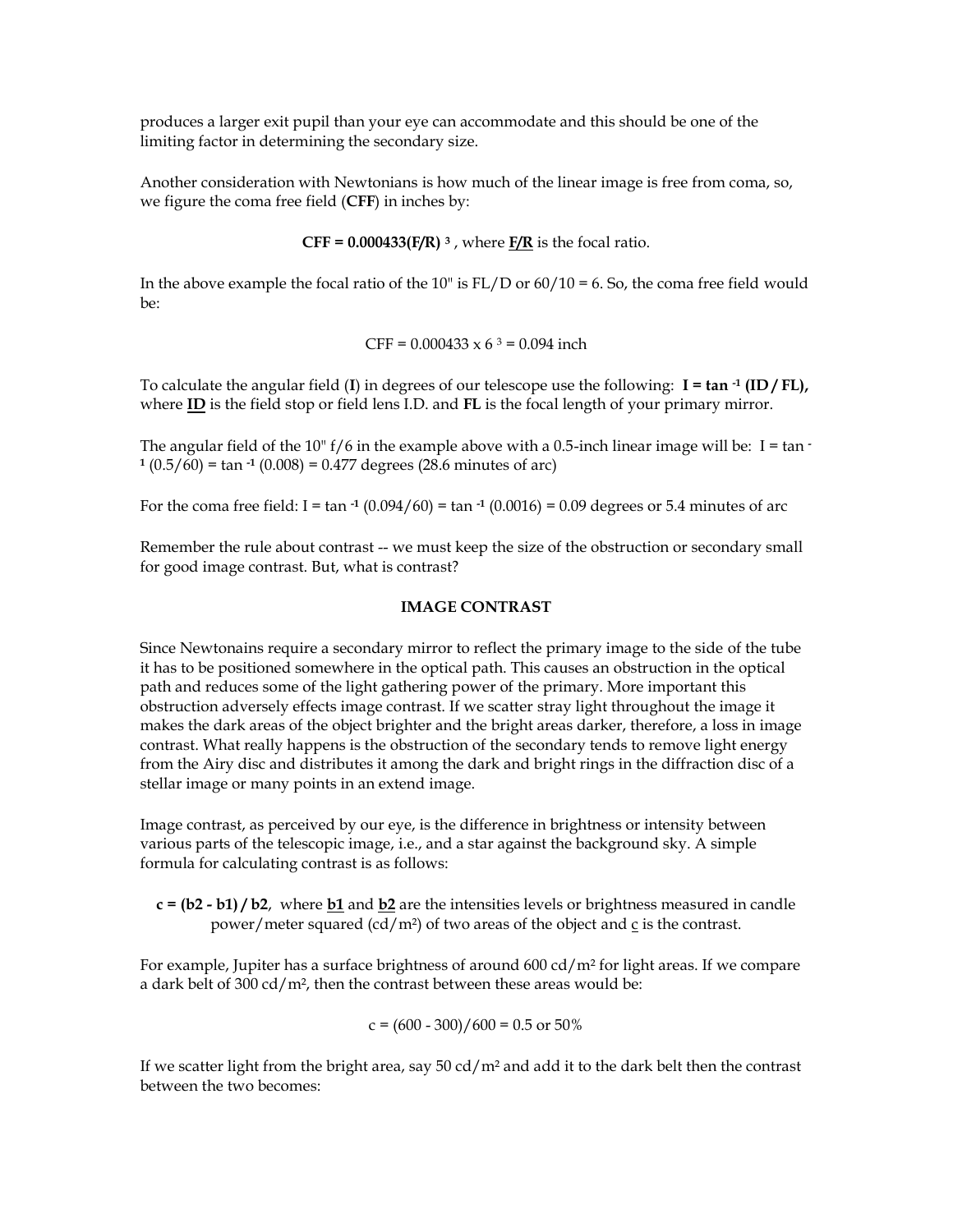produces a larger exit pupil than your eye can accommodate and this should be one of the limiting factor in determining the secondary size.

Another consideration with Newtonians is how much of the linear image is free from coma, so, we figure the coma free field (**CFF**) in inches by:

$$\mathbf{CFF = 0.000433(F/R)^{3}}, \text{ where } \underline{\mathbf{F/R}} \text{ is the focal ratio.}$$

In the above example the focal ratio of the 10" is FL/D or 60/10 = 6. So, the coma free field would be:

$$\text{CFF} = 0.000433 \times 6^{3} = 0.094 \text{ inch}$$

To calculate the angular field (**I**) in degrees of our telescope use the following: $\mathbf{I = \tan^{-1} (ID / FL)}$, where **ID** is the field stop or field lens I.D. and **FL** is the focal length of your primary mirror.

The angular field of the 10" f/6 in the example above with a 0.5-inch linear image will be: $I = \tan^{-1} (0.5/60) = \tan^{-1} (0.008) = 0.477$ degrees (28.6 minutes of arc)

For the coma free field: $I = \tan^{-1} (0.094/60) = \tan^{-1} (0.0016) = 0.09$ degrees or 5.4 minutes of arc

Remember the rule about contrast -- we must keep the size of the obstruction or secondary small for good image contrast. But, what is contrast?

## IMAGE CONTRAST

Since Newtonains require a secondary mirror to reflect the primary image to the side of the tube it has to be positioned somewhere in the optical path. This causes an obstruction in the optical path and reduces some of the light gathering power of the primary. More important this obstruction adversely effects image contrast. If we scatter stray light throughout the image it makes the dark areas of the object brighter and the bright areas darker, therefore, a loss in image contrast. What really happens is the obstruction of the secondary tends to remove light energy from the Airy disc and distributes it among the dark and bright rings in the diffraction disc of a stellar image or many points in an extend image.

Image contrast, as perceived by our eye, is the difference in brightness or intensity between various parts of the telescopic image, i.e., and a star against the background sky. A simple formula for calculating contrast is as follows:

$\mathbf{c = (b2 - b1) / b2}$, where **b1** and **b2** are the intensities levels or brightness measured in candle power/meter squared ($cd/m^2$) of two areas of the object and c is the contrast.

For example, Jupiter has a surface brightness of around 600 $cd/m^2$ for light areas. If we compare a dark belt of 300 $cd/m^2$, then the contrast between these areas would be:

$$c = (600 - 300)/600 = 0.5 \text{ or } 50\%$$

If we scatter light from the bright area, say 50 $cd/m^2$ and add it to the dark belt then the contrast between the two becomes: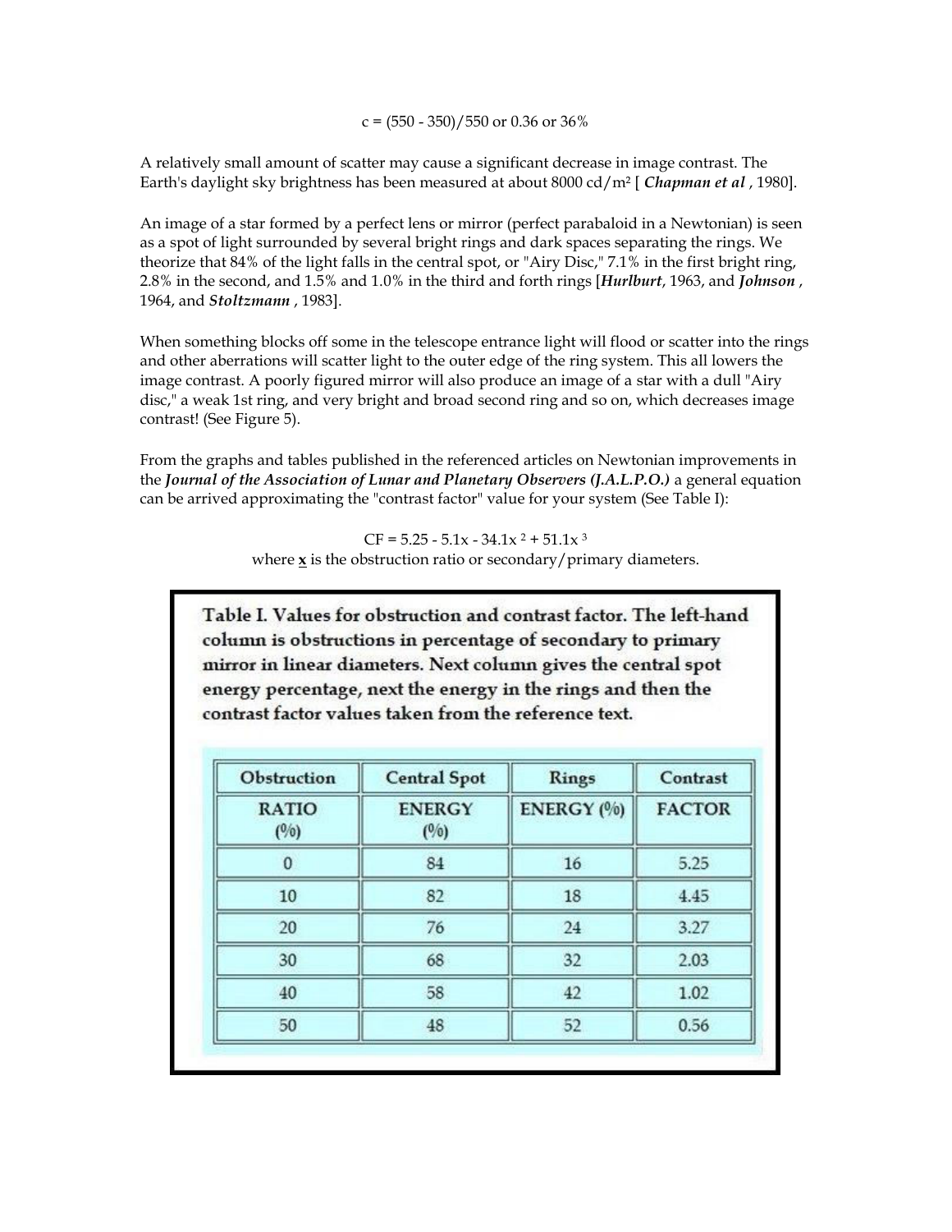$$c = (550 - 350)/550 \text{ or } 0.36 \text{ or } 36\%$$

A relatively small amount of scatter may cause a significant decrease in image contrast. The Earth's daylight sky brightness has been measured at about 8000 cd/m² [ ***Chapman et al*** , 1980].

An image of a star formed by a perfect lens or mirror (perfect parabaloid in a Newtonian) is seen as a spot of light surrounded by several bright rings and dark spaces separating the rings. We theorize that 84% of the light falls in the central spot, or "Airy Disc," 7.1% in the first bright ring, 2.8% in the second, and 1.5% and 1.0% in the third and forth rings [***Hurlburt***, 1963, and ***Johnson*** , 1964, and ***Stoltzmann*** , 1983].

When something blocks off some in the telescope entrance light will flood or scatter into the rings and other aberrations will scatter light to the outer edge of the ring system. This all lowers the image contrast. A poorly figured mirror will also produce an image of a star with a dull "Airy disc," a weak 1st ring, and very bright and broad second ring and so on, which decreases image contrast! (See Figure 5).

From the graphs and tables published in the referenced articles on Newtonian improvements in the ***Journal of the Association of Lunar and Planetary Observers (J.A.L.P.O.)*** a general equation can be arrived approximating the "contrast factor" value for your system (See Table I):

$$CF = 5.25 - 5.1x - 34.1x^2 + 51.1x^3$$

where $\underline{x}$ is the obstruction ratio or secondary/primary diameters.

**Table I. Values for obstruction and contrast factor. The left-hand column is obstructions in percentage of secondary to primary mirror in linear diameters. Next column gives the central spot energy percentage, next the energy in the rings and then the contrast factor values taken from the reference text.**

| Obstruction RATIO (%) | Central Spot ENERGY (%) | Rings ENERGY (%) | Contrast FACTOR |
|---|---|---|---|
| 0 | 84 | 16 | 5.25 |
| 10 | 82 | 18 | 4.45 |
| 20 | 76 | 24 | 3.27 |
| 30 | 68 | 32 | 2.03 |
| 40 | 58 | 42 | 1.02 |
| 50 | 48 | 52 | 0.56 |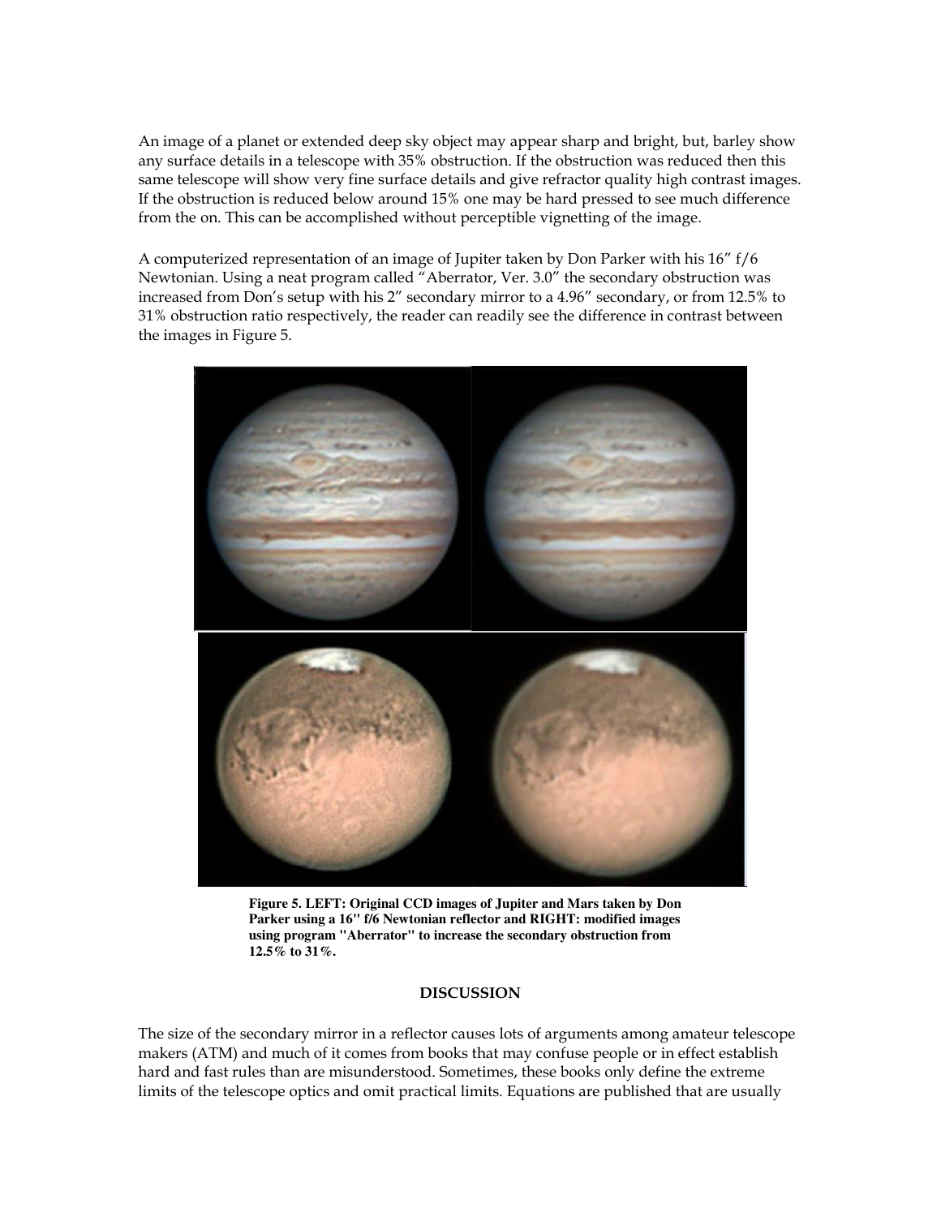An image of a planet or extended deep sky object may appear sharp and bright, but, barley show any surface details in a telescope with 35% obstruction. If the obstruction was reduced then this same telescope will show very fine surface details and give refractor quality high contrast images. If the obstruction is reduced below around 15% one may be hard pressed to see much difference from the on. This can be accomplished without perceptible vignetting of the image.

A computerized representation of an image of Jupiter taken by Don Parker with his 16" f/6 Newtonian. Using a neat program called "Aberrator, Ver. 3.0" the secondary obstruction was increased from Don's setup with his 2" secondary mirror to a 4.96" secondary, or from 12.5% to 31% obstruction ratio respectively, the reader can readily see the difference in contrast between the images in Figure 5.

**Figure 5. LEFT: Original CCD images of Jupiter and Mars taken by Don Parker using a 16" f/6 Newtonian reflector and RIGHT: modified images using program "Aberrator" to increase the secondary obstruction from 12.5% to 31%.**

## DISCUSSION

The size of the secondary mirror in a reflector causes lots of arguments among amateur telescope makers (ATM) and much of it comes from books that may confuse people or in effect establish hard and fast rules than are misunderstood. Sometimes, these books only define the extreme limits of the telescope optics and omit practical limits. Equations are published that are usually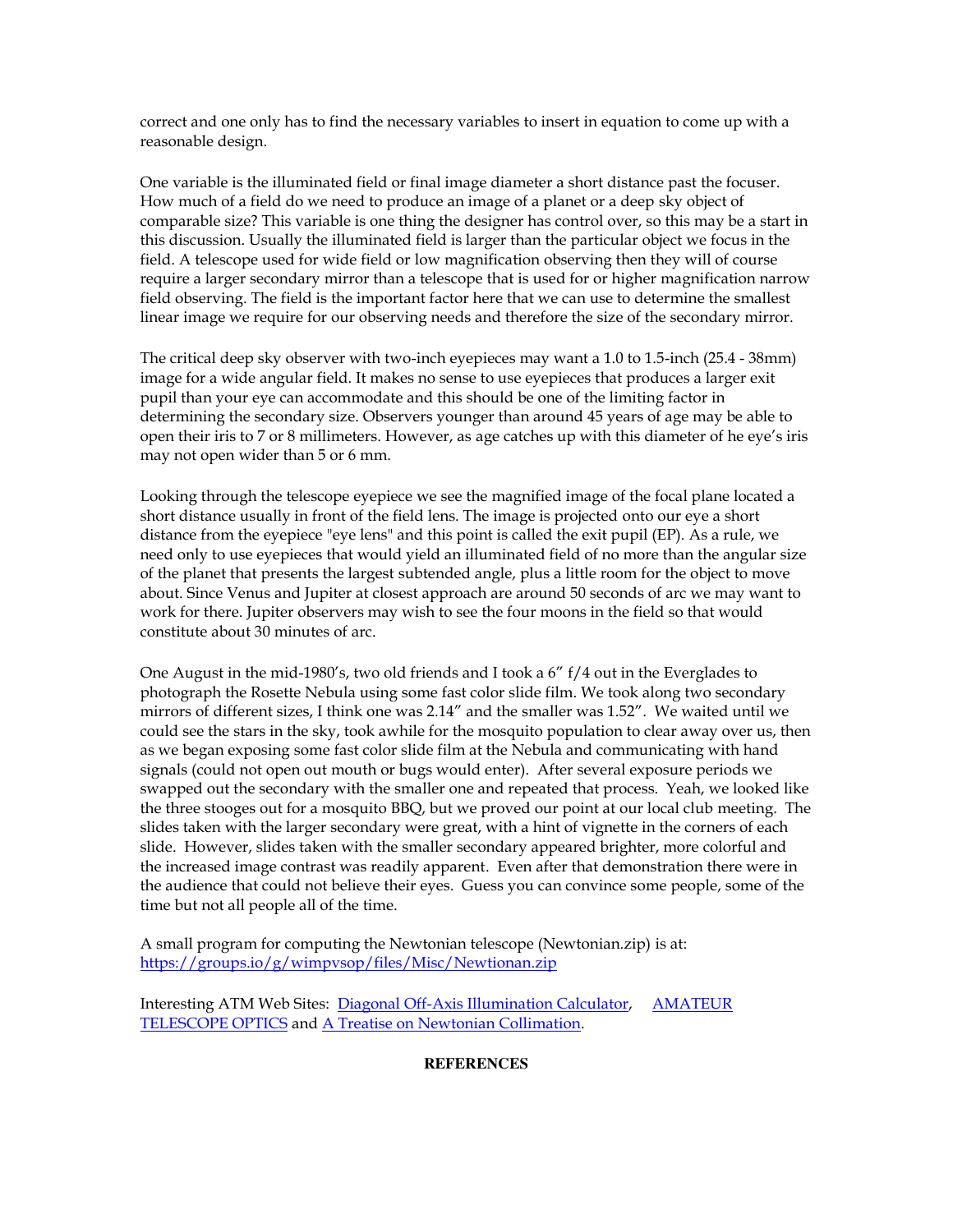correct and one only has to find the necessary variables to insert in equation to come up with a reasonable design.

One variable is the illuminated field or final image diameter a short distance past the focuser. How much of a field do we need to produce an image of a planet or a deep sky object of comparable size? This variable is one thing the designer has control over, so this may be a start in this discussion. Usually the illuminated field is larger than the particular object we focus in the field. A telescope used for wide field or low magnification observing then they will of course require a larger secondary mirror than a telescope that is used for or higher magnification narrow field observing. The field is the important factor here that we can use to determine the smallest linear image we require for our observing needs and therefore the size of the secondary mirror.

The critical deep sky observer with two-inch eyepieces may want a 1.0 to 1.5-inch (25.4 - 38mm) image for a wide angular field. It makes no sense to use eyepieces that produces a larger exit pupil than your eye can accommodate and this should be one of the limiting factor in determining the secondary size. Observers younger than around 45 years of age may be able to open their iris to 7 or 8 millimeters. However, as age catches up with this diameter of he eye's iris may not open wider than 5 or 6 mm.

Looking through the telescope eyepiece we see the magnified image of the focal plane located a short distance usually in front of the field lens. The image is projected onto our eye a short distance from the eyepiece "eye lens" and this point is called the exit pupil (EP). As a rule, we need only to use eyepieces that would yield an illuminated field of no more than the angular size of the planet that presents the largest subtended angle, plus a little room for the object to move about. Since Venus and Jupiter at closest approach are around 50 seconds of arc we may want to work for there. Jupiter observers may wish to see the four moons in the field so that would constitute about 30 minutes of arc.

One August in the mid-1980's, two old friends and I took a 6" f/4 out in the Everglades to photograph the Rosette Nebula using some fast color slide film. We took along two secondary mirrors of different sizes, I think one was 2.14" and the smaller was 1.52". We waited until we could see the stars in the sky, took awhile for the mosquito population to clear away over us, then as we began exposing some fast color slide film at the Nebula and communicating with hand signals (could not open out mouth or bugs would enter). After several exposure periods we swapped out the secondary with the smaller one and repeated that process. Yeah, we looked like the three stooges out for a mosquito BBQ, but we proved our point at our local club meeting. The slides taken with the larger secondary were great, with a hint of vignette in the corners of each slide. However, slides taken with the smaller secondary appeared brighter, more colorful and the increased image contrast was readily apparent. Even after that demonstration there were in the audience that could not believe their eyes. Guess you can convince some people, some of the time but not all people all of the time.

A small program for computing the Newtonian telescope (Newtonian.zip) is at: https://groups.io/g/wimpvsop/files/Misc/Newtionan.zip

Interesting ATM Web Sites: Diagonal Off-Axis Illumination Calculator, AMATEUR TELESCOPE OPTICS and A Treatise on Newtonian Collimation.

**REFERENCES**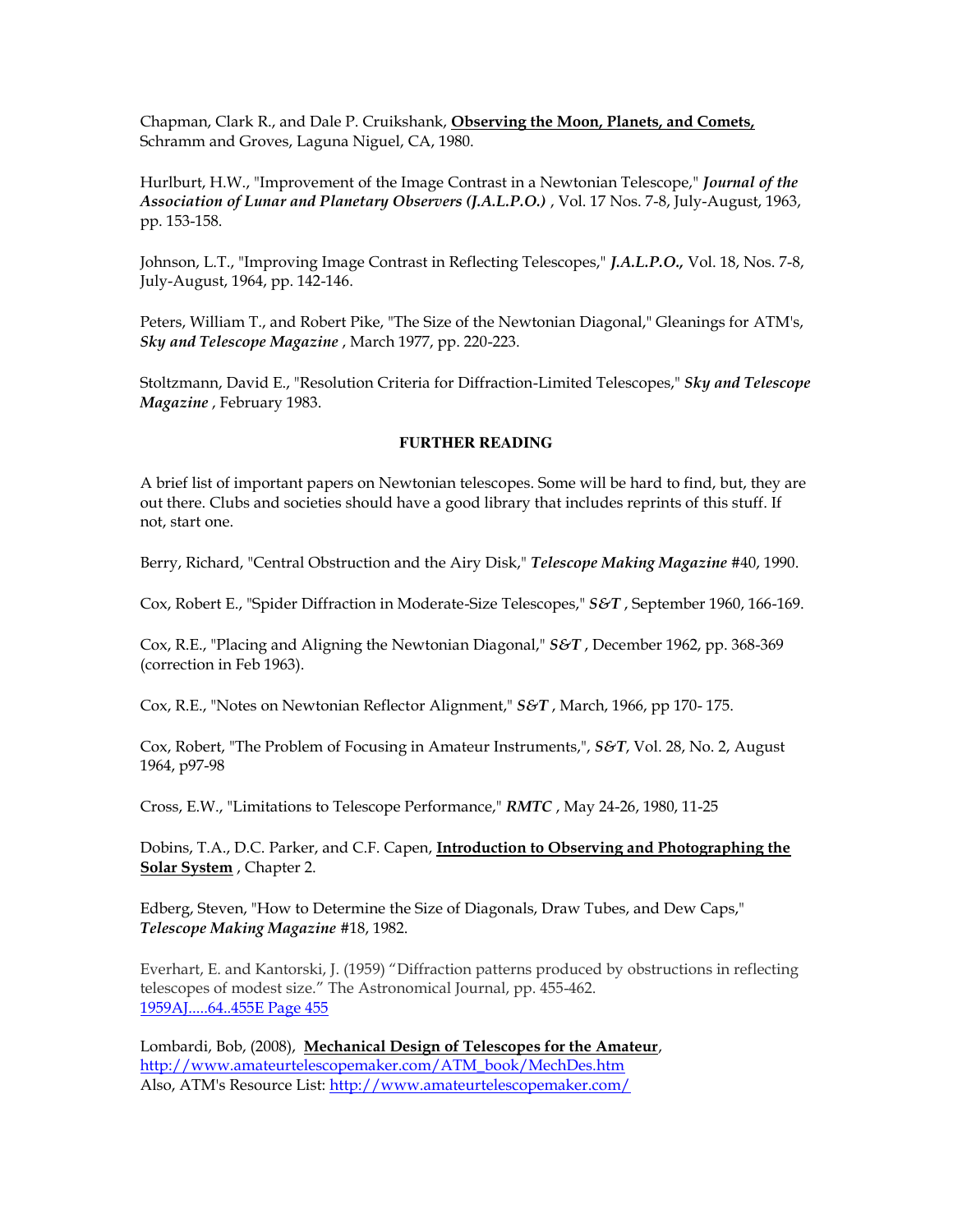Chapman, Clark R., and Dale P. Cruikshank, **Observing the Moon, Planets, and Comets,** Schramm and Groves, Laguna Niguel, CA, 1980.

Hurlburt, H.W., "Improvement of the Image Contrast in a Newtonian Telescope," ***Journal of the Association of Lunar and Planetary Observers (J.A.L.P.O.)*** , Vol. 17 Nos. 7-8, July-August, 1963, pp. 153-158.

Johnson, L.T., "Improving Image Contrast in Reflecting Telescopes," ***J.A.L.P.O.,*** Vol. 18, Nos. 7-8, July-August, 1964, pp. 142-146.

Peters, William T., and Robert Pike, "The Size of the Newtonian Diagonal," Gleanings for ATM's, ***Sky and Telescope Magazine*** , March 1977, pp. 220-223.

Stoltzmann, David E., "Resolution Criteria for Diffraction-Limited Telescopes," ***Sky and Telescope Magazine*** , February 1983.

## FURTHER READING

A brief list of important papers on Newtonian telescopes. Some will be hard to find, but, they are out there. Clubs and societies should have a good library that includes reprints of this stuff. If not, start one.

Berry, Richard, "Central Obstruction and the Airy Disk," ***Telescope Making Magazine*** #40, 1990.

Cox, Robert E., "Spider Diffraction in Moderate-Size Telescopes," ***S&T*** , September 1960, 166-169.

Cox, R.E., "Placing and Aligning the Newtonian Diagonal," ***S&T*** , December 1962, pp. 368-369 (correction in Feb 1963).

Cox, R.E., "Notes on Newtonian Reflector Alignment," ***S&T*** , March, 1966, pp 170- 175.

Cox, Robert, "The Problem of Focusing in Amateur Instruments,", ***S&T***, Vol. 28, No. 2, August 1964, p97-98

Cross, E.W., "Limitations to Telescope Performance," ***RMTC*** , May 24-26, 1980, 11-25

Dobins, T.A., D.C. Parker, and C.F. Capen, **Introduction to Observing and Photographing the Solar System** , Chapter 2.

Edberg, Steven, "How to Determine the Size of Diagonals, Draw Tubes, and Dew Caps," ***Telescope Making Magazine*** #18, 1982.

Everhart, E. and Kantorski, J. (1959) "Diffraction patterns produced by obstructions in reflecting telescopes of modest size." The Astronomical Journal, pp. 455-462. [1959AJ.....64..455E Page 455]

Lombardi, Bob, (2008), **Mechanical Design of Telescopes for the Amateur**, http://www.amateurtelescopemaker.com/ATM_book/MechDes.htm
Also, ATM's Resource List: http://www.amateurtelescopemaker.com/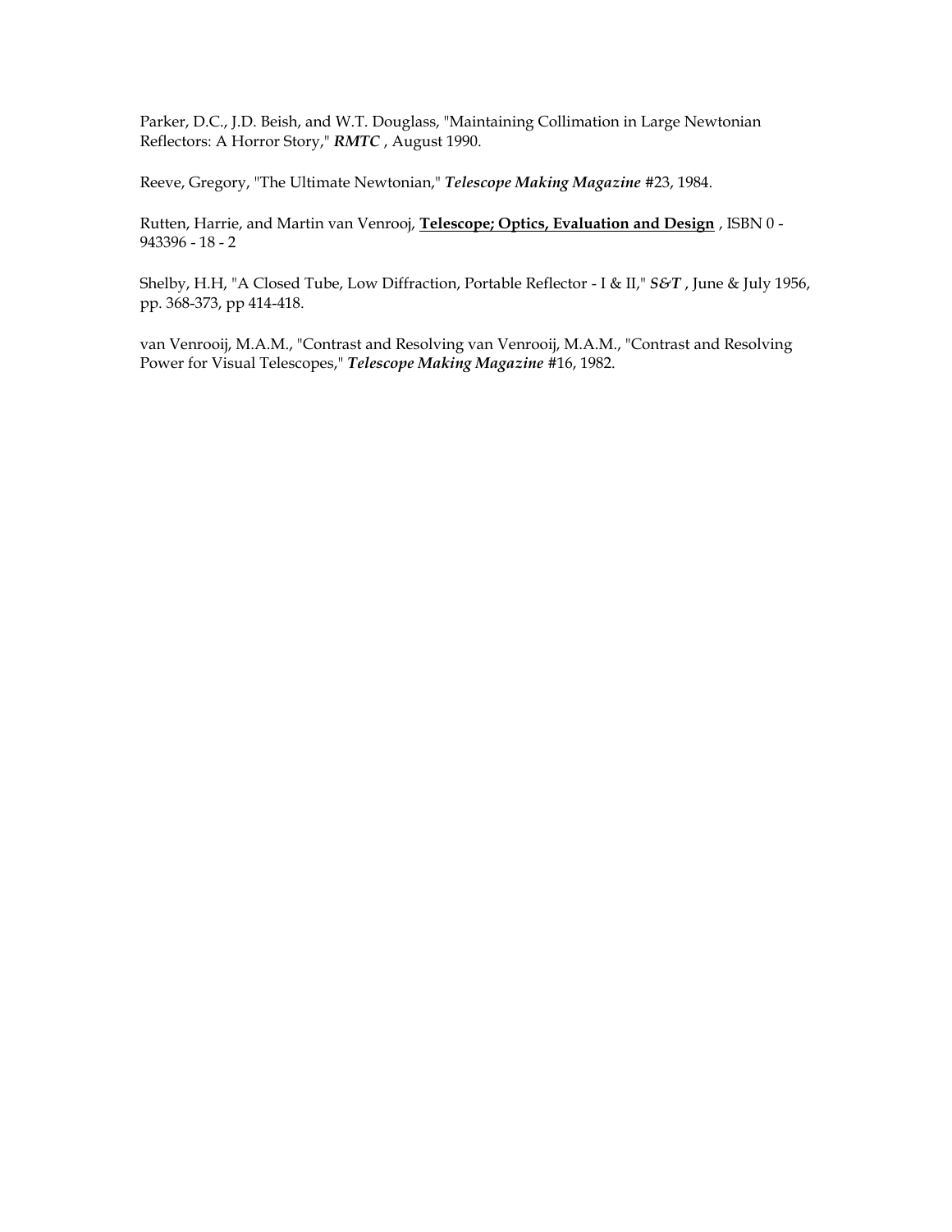Parker, D.C., J.D. Beish, and W.T. Douglass, "Maintaining Collimation in Large Newtonian Reflectors: A Horror Story," ***RMTC*** , August 1990.

Reeve, Gregory, "The Ultimate Newtonian," ***Telescope Making Magazine*** #23, 1984.

Rutten, Harrie, and Martin van Venrooj, **Telescope; Optics, Evaluation and Design** , ISBN 0 - 943396 - 18 - 2

Shelby, H.H, "A Closed Tube, Low Diffraction, Portable Reflector - I & II," ***S&T*** , June & July 1956, pp. 368-373, pp 414-418.

van Venrooij, M.A.M., "Contrast and Resolving van Venrooij, M.A.M., "Contrast and Resolving Power for Visual Telescopes," ***Telescope Making Magazine*** #16, 1982.